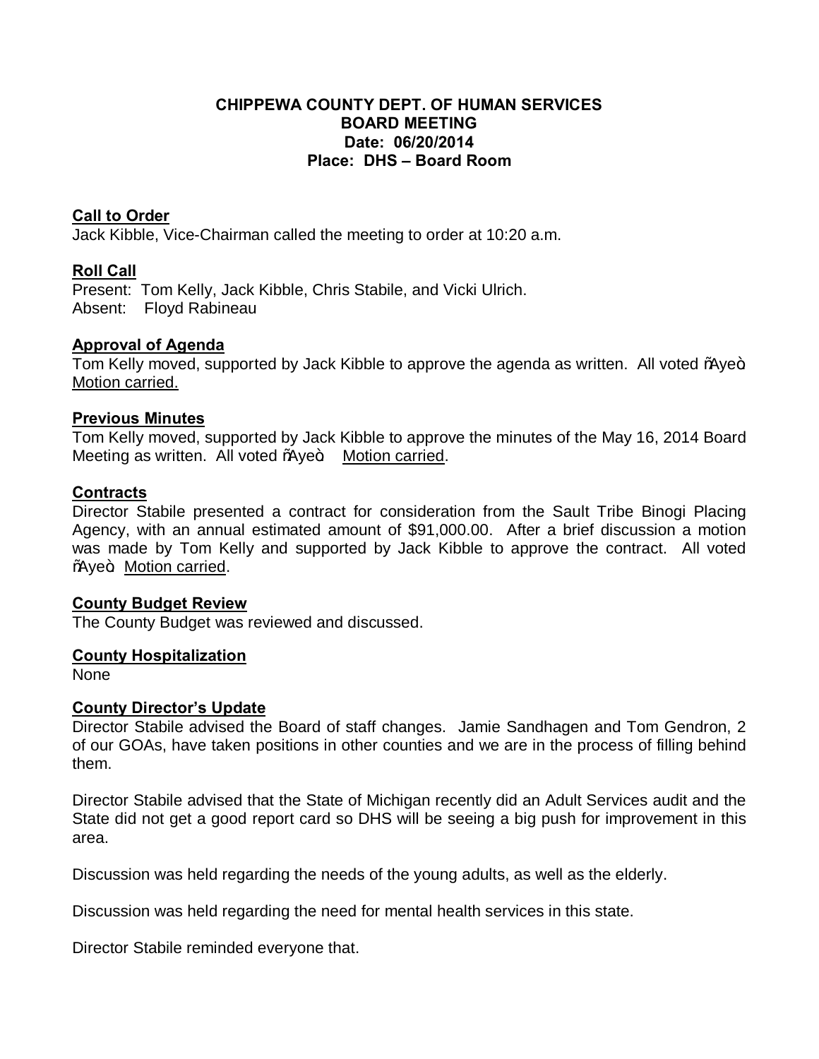**CHIPPEWA COUNTY DEPT. OF HUMAN SERVICES**
**BOARD MEETING**
**Date: 06/20/2014**
**Place: DHS – Board Room**

**Call to Order**
Jack Kibble, Vice-Chairman called the meeting to order at 10:20 a.m.

**Roll Call**
Present: Tom Kelly, Jack Kibble, Chris Stabile, and Vicki Ulrich.
Absent: Floyd Rabineau

**Approval of Agenda**
Tom Kelly moved, supported by Jack Kibble to approve the agenda as written. All voted õAyeö. Motion carried.

**Previous Minutes**
Tom Kelly moved, supported by Jack Kibble to approve the minutes of the May 16, 2014 Board Meeting as written. All voted õAyeö. Motion carried.

**Contracts**
Director Stabile presented a contract for consideration from the Sault Tribe Binogi Placing Agency, with an annual estimated amount of $91,000.00. After a brief discussion a motion was made by Tom Kelly and supported by Jack Kibble to approve the contract. All voted õAyeö. Motion carried.

**County Budget Review**
The County Budget was reviewed and discussed.

**County Hospitalization**
None

**County Director's Update**
Director Stabile advised the Board of staff changes. Jamie Sandhagen and Tom Gendron, 2 of our GOAs, have taken positions in other counties and we are in the process of filling behind them.

Director Stabile advised that the State of Michigan recently did an Adult Services audit and the State did not get a good report card so DHS will be seeing a big push for improvement in this area.

Discussion was held regarding the needs of the young adults, as well as the elderly.

Discussion was held regarding the need for mental health services in this state.

Director Stabile reminded everyone that.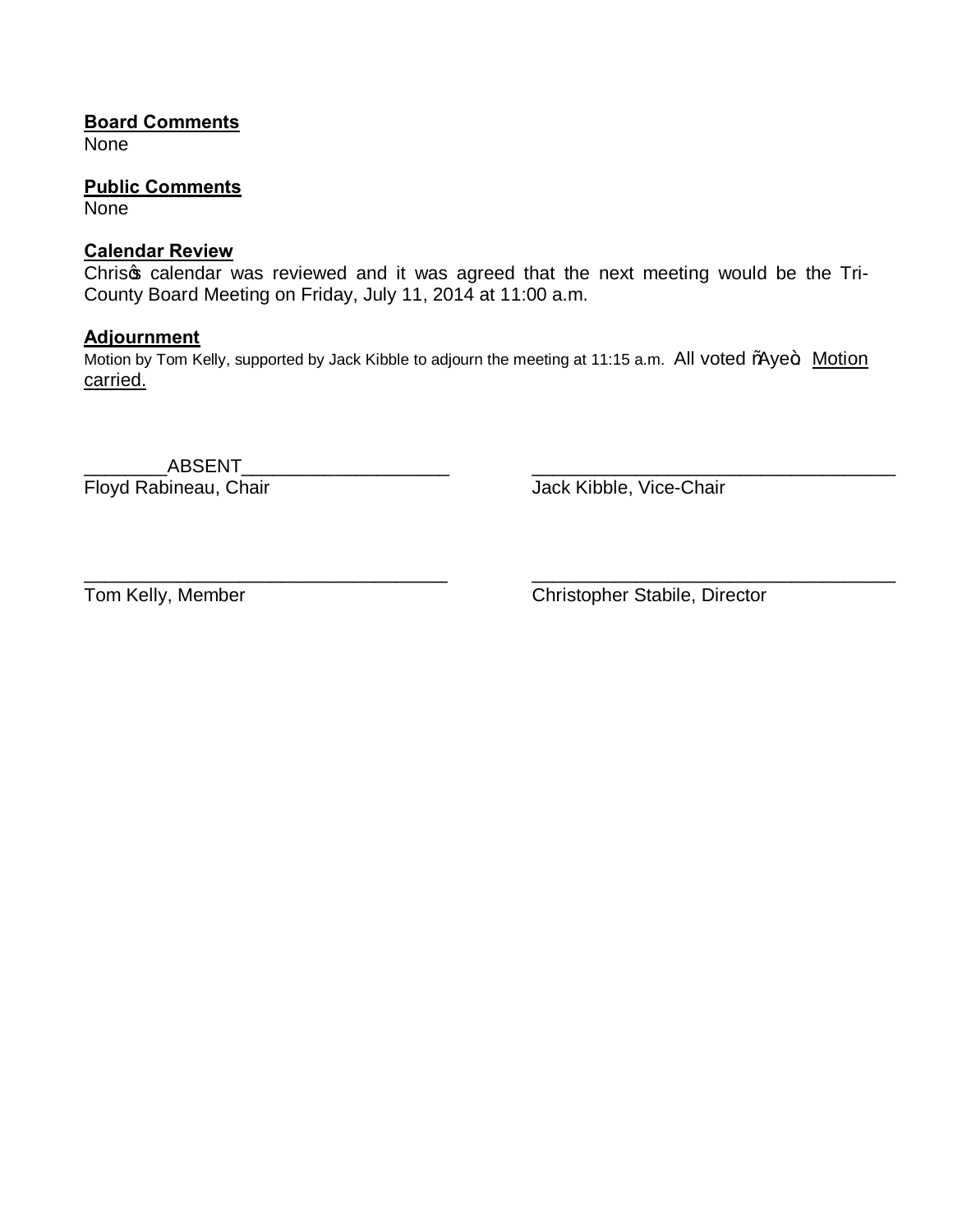**Board Comments**

None

**Public Comments**

None

**Calendar Review**

Chris's calendar was reviewed and it was agreed that the next meeting would be the Tri-County Board Meeting on Friday, July 11, 2014 at 11:00 a.m.

**Adjournment**

Motion by Tom Kelly, supported by Jack Kibble to adjourn the meeting at 11:15 a.m. All voted "Aye". Motion carried.

________ABSENT____________________
Floyd Rabineau, Chair

____________________________________
Jack Kibble, Vice-Chair

____________________________________
Tom Kelly, Member

____________________________________
Christopher Stabile, Director